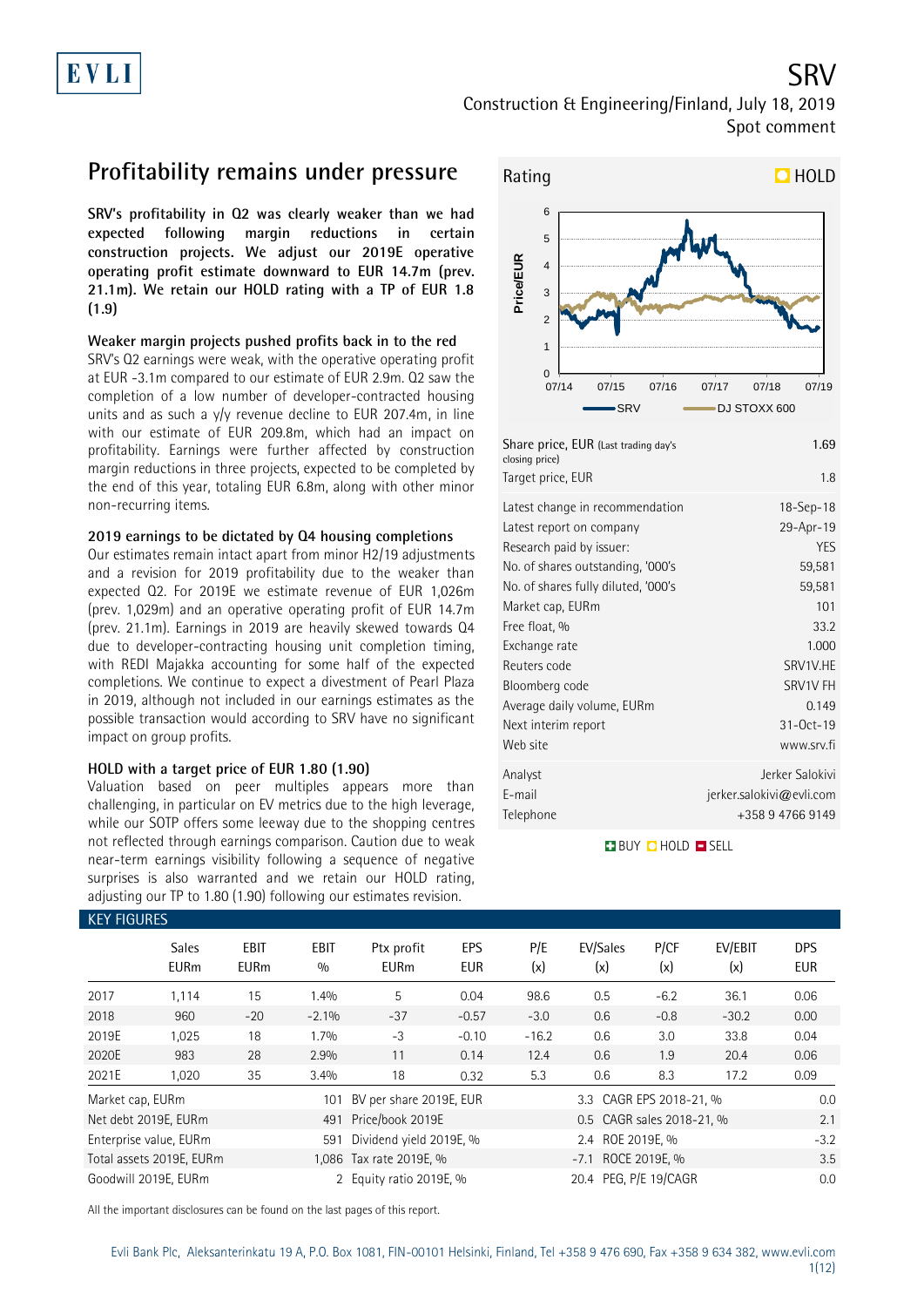EVLI

# SRV

Construction & Engineering/Finland, July 18, 2019
Spot comment

## Profitability remains under pressure

**SRV's profitability in Q2 was clearly weaker than we had expected following margin reductions in certain construction projects. We adjust our 2019E operative operating profit estimate downward to EUR 14.7m (prev. 21.1m). We retain our HOLD rating with a TP of EUR 1.8 (1.9)**

### Weaker margin projects pushed profits back in to the red

SRV's Q2 earnings were weak, with the operative operating profit at EUR -3.1m compared to our estimate of EUR 2.9m. Q2 saw the completion of a low number of developer-contracted housing units and as such a y/y revenue decline to EUR 207.4m, in line with our estimate of EUR 209.8m, which had an impact on profitability. Earnings were further affected by construction margin reductions in three projects, expected to be completed by the end of this year, totaling EUR 6.8m, along with other minor non-recurring items.

### 2019 earnings to be dictated by Q4 housing completions

Our estimates remain intact apart from minor H2/19 adjustments and a revision for 2019 profitability due to the weaker than expected Q2. For 2019E we estimate revenue of EUR 1,026m (prev. 1,029m) and an operative operating profit of EUR 14.7m (prev. 21.1m). Earnings in 2019 are heavily skewed towards Q4 due to developer-contracting housing unit completion timing, with REDI Majakka accounting for some half of the expected completions. We continue to expect a divestment of Pearl Plaza in 2019, although not included in our earnings estimates as the possible transaction would according to SRV have no significant impact on group profits.

### HOLD with a target price of EUR 1.80 (1.90)

Valuation based on peer multiples appears more than challenging, in particular on EV metrics due to the high leverage, while our SOTP offers some leeway due to the shopping centres not reflected through earnings comparison. Caution due to weak near-term earnings visibility following a sequence of negative surprises is also warranted and we retain our HOLD rating, adjusting our TP to 1.80 (1.90) following our estimates revision.

**Rating: HOLD**

| | |
|---|---|
| Share price, EUR (Last trading day's closing price) | 1.69 |
| Target price, EUR | 1.8 |
| Latest change in recommendation | 18-Sep-18 |
| Latest report on company | 29-Apr-19 |
| Research paid by issuer: | YES |
| No. of shares outstanding, '000's | 59,581 |
| No. of shares fully diluted, '000's | 59,581 |
| Market cap, EURm | 101 |
| Free float, % | 33.2 |
| Exchange rate | 1.000 |
| Reuters code | SRV1V.HE |
| Bloomberg code | SRV1V FH |
| Average daily volume, EURm | 0.149 |
| Next interim report | 31-Oct-19 |
| Web site | www.srv.fi |
| Analyst | Jerker Salokivi |
| E-mail | jerker.salokivi@evli.com |
| Telephone | +358 9 4766 9149 |

BUY HOLD SELL

## KEY FIGURES

| | Sales EURm | EBIT EURm | EBIT % | Ptx profit EURm | EPS EUR | P/E (x) | EV/Sales (x) | P/CF (x) | EV/EBIT (x) | DPS EUR |
|---|---|---|---|---|---|---|---|---|---|---|
| 2017 | 1,114 | 15 | 1.4% | 5 | 0.04 | 98.6 | 0.5 | -6.2 | 36.1 | 0.06 |
| 2018 | 960 | -20 | -2.1% | -37 | -0.57 | -3.0 | 0.6 | -0.8 | -30.2 | 0.00 |
| 2019E | 1,025 | 18 | 1.7% | -3 | -0.10 | -16.2 | 0.6 | 3.0 | 33.8 | 0.04 |
| 2020E | 983 | 28 | 2.9% | 11 | 0.14 | 12.4 | 0.6 | 1.9 | 20.4 | 0.06 |
| 2021E | 1,020 | 35 | 3.4% | 18 | 0.32 | 5.3 | 0.6 | 8.3 | 17.2 | 0.09 |

| | | | | | |
|---|---|---|---|---|---|
| Market cap, EURm | 101 | BV per share 2019E, EUR | 3.3 | CAGR EPS 2018-21, % | 0.0 |
| Net debt 2019E, EURm | 491 | Price/book 2019E | 0.5 | CAGR sales 2018-21, % | 2.1 |
| Enterprise value, EURm | 591 | Dividend yield 2019E, % | 2.4 | ROE 2019E, % | -3.2 |
| Total assets 2019E, EURm | 1,086 | Tax rate 2019E, % | -7.1 | ROCE 2019E, % | 3.5 |
| Goodwill 2019E, EURm | 2 | Equity ratio 2019E, % | 20.4 | PEG, P/E 19/CAGR | 0.0 |

All the important disclosures can be found on the last pages of this report.

Evli Bank Plc, Aleksanterinkatu 19 A, P.O. Box 1081, FIN-00101 Helsinki, Finland, Tel +358 9 476 690, Fax +358 9 634 382, www.evli.com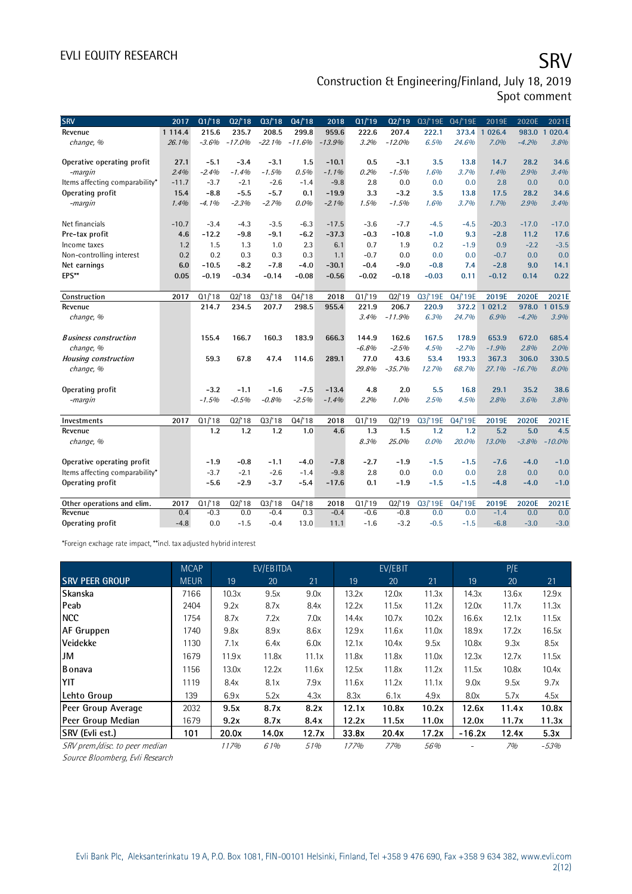# EVLI EQUITY RESEARCH

# SRV

Construction & Engineering/Finland, July 18, 2019
Spot comment

| SRV | 2017 | Q1/'18 | Q2/'18 | Q3/'18 | Q4/'18 | 2018 | Q1/'19 | Q2/'19 | Q3/'19E | Q4/'19E | 2019E | 2020E | 2021E |
|---|---|---|---|---|---|---|---|---|---|---|---|---|---|
| Revenue | 1 114.4 | 215.6 | 235.7 | 208.5 | 299.8 | 959.6 | 222.6 | 207.4 | 222.1 | 373.4 | 1 026.4 | 983.0 | 1 020.4 |
| *change, %* | *26.1%* | *-3.6%* | *-17.0%* | *-22.1%* | *-11.6%* | *-13.9%* | *3.2%* | *-12.0%* | *6.5%* | *24.6%* | *7.0%* | *-4.2%* | *3.8%* |
| | | | | | | | | | | | | | |
| Operative operating profit | 27.1 | -5.1 | -3.4 | -3.1 | 1.5 | -10.1 | 0.5 | -3.1 | 3.5 | 13.8 | 14.7 | 28.2 | 34.6 |
| *-margin* | *2.4%* | *-2.4%* | *-1.4%* | *-1.5%* | *0.5%* | *-1.1%* | *0.2%* | *-1.5%* | *1.6%* | *3.7%* | *1.4%* | *2.9%* | *3.4%* |
| Items affecting comparability* | -11.7 | -3.7 | -2.1 | -2.6 | -1.4 | -9.8 | 2.8 | 0.0 | 0.0 | 0.0 | 2.8 | 0.0 | 0.0 |
| Operating profit | 15.4 | -8.8 | -5.5 | -5.7 | 0.1 | -19.9 | 3.3 | -3.2 | 3.5 | 13.8 | 17.5 | 28.2 | 34.6 |
| *-margin* | *1.4%* | *-4.1%* | *-2.3%* | *-2.7%* | *0.0%* | *-2.1%* | *1.5%* | *-1.5%* | *1.6%* | *3.7%* | *1.7%* | *2.9%* | *3.4%* |
| | | | | | | | | | | | | | |
| Net financials | -10.7 | -3.4 | -4.3 | -3.5 | -6.3 | -17.5 | -3.6 | -7.7 | -4.5 | -4.5 | -20.3 | -17.0 | -17.0 |
| Pre-tax profit | 4.6 | -12.2 | -9.8 | -9.1 | -6.2 | -37.3 | -0.3 | -10.8 | -1.0 | 9.3 | -2.8 | 11.2 | 17.6 |
| Income taxes | 1.2 | 1.5 | 1.3 | 1.0 | 2.3 | 6.1 | 0.7 | 1.9 | 0.2 | -1.9 | 0.9 | -2.2 | -3.5 |
| Non-controlling interest | 0.2 | 0.2 | 0.3 | 0.3 | 0.3 | 1.1 | -0.7 | 0.0 | 0.0 | 0.0 | -0.7 | 0.0 | 0.0 |
| Net earnings | 6.0 | -10.5 | -8.2 | -7.8 | -4.0 | -30.1 | -0.4 | -9.0 | -0.8 | 7.4 | -2.8 | 9.0 | 14.1 |
| EPS** | 0.05 | -0.19 | -0.34 | -0.14 | -0.08 | -0.56 | -0.02 | -0.18 | -0.03 | 0.11 | -0.12 | 0.14 | 0.22 |
| | | | | | | | | | | | | | |
| **Construction** | **2017** | **Q1/'18** | **Q2/'18** | **Q3/'18** | **Q4/'18** | **2018** | **Q1/'19** | **Q2/'19** | **Q3/'19E** | **Q4/'19E** | **2019E** | **2020E** | **2021E** |
| Revenue | | 214.7 | 234.5 | 207.7 | 298.5 | 955.4 | 221.9 | 206.7 | 220.9 | 372.2 | 1 021.2 | 978.0 | 1 015.9 |
| *change, %* | | | | | | | *3.4%* | *-11.9%* | *6.3%* | *24.7%* | *6.9%* | *-4.2%* | *3.9%* |
| | | | | | | | | | | | | | |
| *Business construction* | | 155.4 | 166.7 | 160.3 | 183.9 | 666.3 | 144.9 | 162.6 | 167.5 | 178.9 | 653.9 | 672.0 | 685.4 |
| *change, %* | | | | | | | *-6.8%* | *-2.5%* | *4.5%* | *-2.7%* | *-1.9%* | *2.8%* | *2.0%* |
| *Housing construction* | | 59.3 | 67.8 | 47.4 | 114.6 | 289.1 | 77.0 | 43.6 | 53.4 | 193.3 | 367.3 | 306.0 | 330.5 |
| *change, %* | | | | | | | *29.8%* | *-35.7%* | *12.7%* | *68.7%* | *27.1%* | *-16.7%* | *8.0%* |
| | | | | | | | | | | | | | |
| Operating profit | | -3.2 | -1.1 | -1.6 | -7.5 | -13.4 | 4.8 | 2.0 | 5.5 | 16.8 | 29.1 | 35.2 | 38.6 |
| *-margin* | | *-1.5%* | *-0.5%* | *-0.8%* | *-2.5%* | *-1.4%* | *2.2%* | *1.0%* | *2.5%* | *4.5%* | *2.8%* | *3.6%* | *3.8%* |
| | | | | | | | | | | | | | |
| **Investments** | **2017** | **Q1/'18** | **Q2/'18** | **Q3/'18** | **Q4/'18** | **2018** | **Q1/'19** | **Q2/'19** | **Q3/'19E** | **Q4/'19E** | **2019E** | **2020E** | **2021E** |
| Revenue | | 1.2 | 1.2 | 1.2 | 1.0 | 4.6 | 1.3 | 1.5 | 1.2 | 1.2 | 5.2 | 5.0 | 4.5 |
| *change, %* | | | | | | | *8.3%* | *25.0%* | *0.0%* | *20.0%* | *13.0%* | *-3.8%* | *-10.0%* |
| | | | | | | | | | | | | | |
| Operative operating profit | | -1.9 | -0.8 | -1.1 | -4.0 | -7.8 | -2.7 | -1.9 | -1.5 | -1.5 | -7.6 | -4.0 | -1.0 |
| Items affecting comparability* | | -3.7 | -2.1 | -2.6 | -1.4 | -9.8 | 2.8 | 0.0 | 0.0 | 0.0 | 2.8 | 0.0 | 0.0 |
| Operating profit | | -5.6 | -2.9 | -3.7 | -5.4 | -17.6 | 0.1 | -1.9 | -1.5 | -1.5 | -4.8 | -4.0 | -1.0 |
| | | | | | | | | | | | | | |
| **Other operations and elim.** | **2017** | **Q1/'18** | **Q2/'18** | **Q3/'18** | **Q4/'18** | **2018** | **Q1/'19** | **Q2/'19** | **Q3/'19E** | **Q4/'19E** | **2019E** | **2020E** | **2021E** |
| Revenue | 0.4 | -0.3 | 0.0 | -0.4 | 0.3 | -0.4 | -0.6 | -0.8 | 0.0 | 0.0 | -1.4 | 0.0 | 0.0 |
| Operating profit | -4.8 | 0.0 | -1.5 | -0.4 | 13.0 | 11.1 | -1.6 | -3.2 | -0.5 | -1.5 | -6.8 | -3.0 | -3.0 |

*Foreign exchange rate impact, **incl. tax adjusted hybrid interest

| | MCAP | EV/EBITDA | | | EV/EBIT | | | P/E | | |
|---|---|---|---|---|---|---|---|---|---|---|
| **SRV PEER GROUP** | MEUR | 19 | 20 | 21 | 19 | 20 | 21 | 19 | 20 | 21 |
| Skanska | 7166 | 10.3x | 9.5x | 9.0x | 13.2x | 12.0x | 11.3x | 14.3x | 13.6x | 12.9x |
| Peab | 2404 | 9.2x | 8.7x | 8.4x | 12.2x | 11.5x | 11.2x | 12.0x | 11.7x | 11.3x |
| NCC | 1754 | 8.7x | 7.2x | 7.0x | 14.4x | 10.7x | 10.2x | 16.6x | 12.1x | 11.5x |
| AF Gruppen | 1740 | 9.8x | 8.9x | 8.6x | 12.9x | 11.6x | 11.0x | 18.9x | 17.2x | 16.5x |
| Veidekke | 1130 | 7.1x | 6.4x | 6.0x | 12.1x | 10.4x | 9.5x | 10.8x | 9.3x | 8.5x |
| JM | 1679 | 11.9x | 11.8x | 11.1x | 11.8x | 11.8x | 11.0x | 12.3x | 12.7x | 11.5x |
| Bonava | 1156 | 13.0x | 12.2x | 11.6x | 12.5x | 11.8x | 11.2x | 11.5x | 10.8x | 10.4x |
| YIT | 1119 | 8.4x | 8.1x | 7.9x | 11.6x | 11.2x | 11.1x | 9.0x | 9.5x | 9.7x |
| Lehto Group | 139 | 6.9x | 5.2x | 4.3x | 8.3x | 6.1x | 4.9x | 8.0x | 5.7x | 4.5x |
| **Peer Group Average** | 2032 | **9.5x** | **8.7x** | **8.2x** | **12.1x** | **10.8x** | **10.2x** | **12.6x** | **11.4x** | **10.8x** |
| **Peer Group Median** | 1679 | **9.2x** | **8.7x** | **8.4x** | **12.2x** | **11.5x** | **11.0x** | **12.0x** | **11.7x** | **11.3x** |
| **SRV (Evli est.)** | **101** | **20.0x** | **14.0x** | **12.7x** | **33.8x** | **20.4x** | **17.2x** | **-16.2x** | **12.4x** | **5.3x** |
| *SRV prem./disc. to peer median* | | *117%* | *61%* | *51%* | *177%* | *77%* | *56%* | - | *7%* | *-53%* |

*Source Bloomberg, Evli Research*

Evli Bank Plc, Aleksanterinkatu 19 A, P.O. Box 1081, FIN-00101 Helsinki, Finland, Tel +358 9 476 690, Fax +358 9 634 382, www.evli.com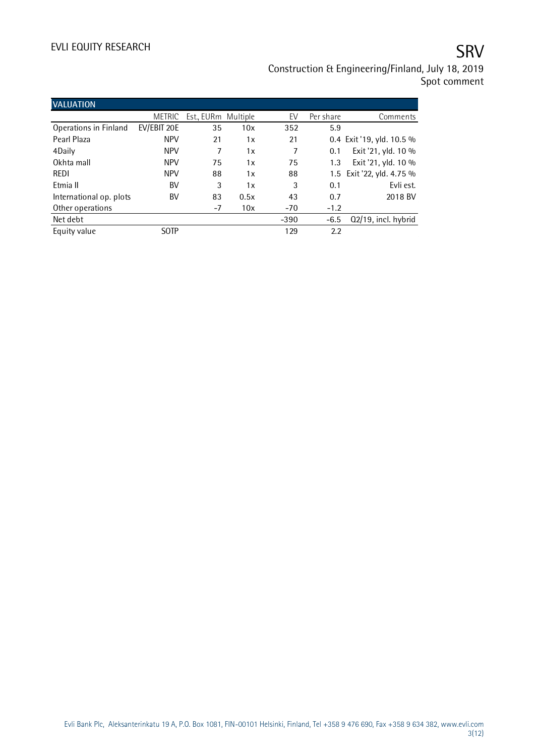## VALUATION

|  | METRIC | Est., EURm | Multiple | EV | Per share | Comments |
|---|---|---|---|---|---|---|
| Operations in Finland | EV/EBIT 20E | 35 | 10x | 352 | 5.9 |  |
| Pearl Plaza | NPV | 21 | 1x | 21 | 0.4 | Exit '19, yld. 10.5 % |
| 4Daily | NPV | 7 | 1x | 7 | 0.1 | Exit '21, yld. 10 % |
| Okhta mall | NPV | 75 | 1x | 75 | 1.3 | Exit '21, yld. 10 % |
| REDI | NPV | 88 | 1x | 88 | 1.5 | Exit '22, yld. 4.75 % |
| Etmia II | BV | 3 | 1x | 3 | 0.1 | Evli est. |
| International op. plots | BV | 83 | 0.5x | 43 | 0.7 | 2018 BV |
| Other operations |  | -7 | 10x | -70 | -1.2 |  |
| Net debt |  |  |  | -390 | -6.5 | Q2/19, incl. hybrid |
| Equity value | SOTP |  |  | 129 | 2.2 |  |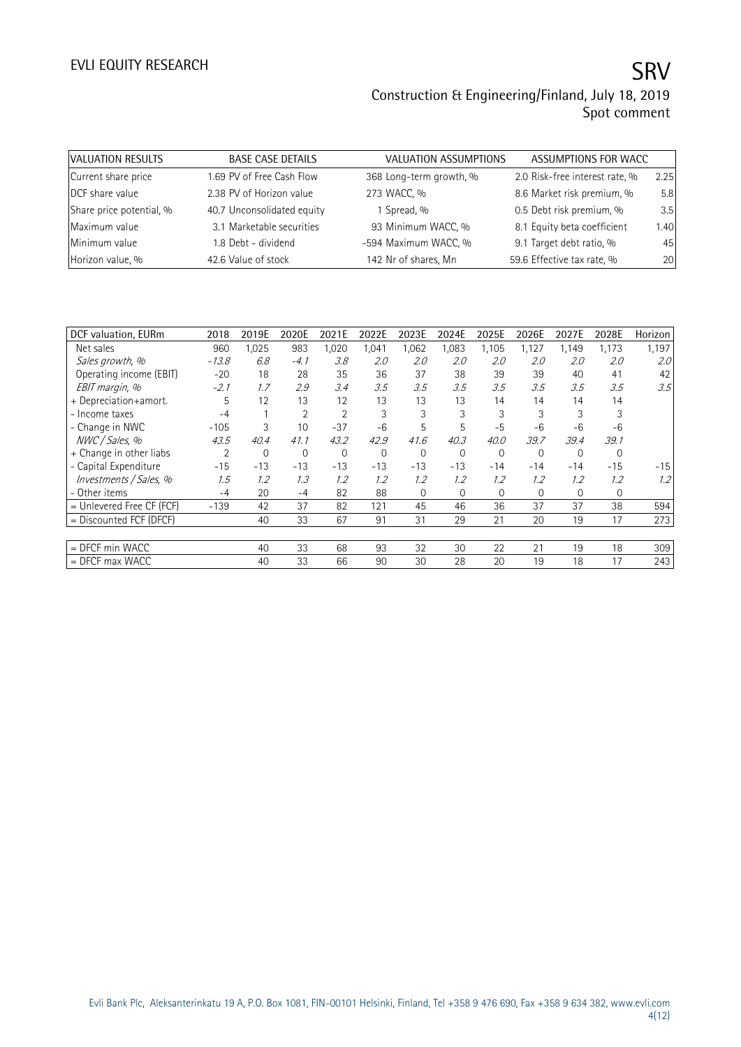| VALUATION RESULTS | | BASE CASE DETAILS | | VALUATION ASSUMPTIONS | | ASSUMPTIONS FOR WACC | |
|---|---|---|---|---|---|---|---|
| Current share price | 1.69 | PV of Free Cash Flow | 368 | Long-term growth, % | 2.0 | Risk-free interest rate, % | 2.25 |
| DCF share value | 2.38 | PV of Horizon value | 273 | WACC, % | 8.6 | Market risk premium, % | 5.8 |
| Share price potential, % | 40.7 | Unconsolidated equity | 1 | Spread, % | 0.5 | Debt risk premium, % | 3.5 |
| Maximum value | 3.1 | Marketable securities | 93 | Minimum WACC, % | 8.1 | Equity beta coefficient | 1.40 |
| Minimum value | 1.8 | Debt - dividend | -594 | Maximum WACC, % | 9.1 | Target debt ratio, % | 45 |
| Horizon value, % | 42.6 | Value of stock | 142 | Nr of shares, Mn | 59.6 | Effective tax rate, % | 20 |

| DCF valuation, EURm | 2018 | 2019E | 2020E | 2021E | 2022E | 2023E | 2024E | 2025E | 2026E | 2027E | 2028E | Horizon |
|---|---|---|---|---|---|---|---|---|---|---|---|---|
| Net sales | 960 | 1,025 | 983 | 1,020 | 1,041 | 1,062 | 1,083 | 1,105 | 1,127 | 1,149 | 1,173 | 1,197 |
| *Sales growth, %* | *-13.8* | *6.8* | *-4.1* | *3.8* | *2.0* | *2.0* | *2.0* | *2.0* | *2.0* | *2.0* | *2.0* | *2.0* |
| Operating income (EBIT) | -20 | 18 | 28 | 35 | 36 | 37 | 38 | 39 | 39 | 40 | 41 | 42 |
| *EBIT margin, %* | *-2.1* | *1.7* | *2.9* | *3.4* | *3.5* | *3.5* | *3.5* | *3.5* | *3.5* | *3.5* | *3.5* | *3.5* |
| + Depreciation+amort. | 5 | 12 | 13 | 12 | 13 | 13 | 13 | 14 | 14 | 14 | 14 | |
| - Income taxes | -4 | 1 | 2 | 2 | 3 | 3 | 3 | 3 | 3 | 3 | 3 | |
| - Change in NWC | -105 | 3 | 10 | -37 | -6 | 5 | 5 | -5 | -6 | -6 | -6 | |
| *NWC / Sales, %* | *43.5* | *40.4* | *41.1* | *43.2* | *42.9* | *41.6* | *40.3* | *40.0* | *39.7* | *39.4* | *39.1* | |
| + Change in other liabs | 2 | 0 | 0 | 0 | 0 | 0 | 0 | 0 | 0 | 0 | 0 | |
| - Capital Expenditure | -15 | -13 | -13 | -13 | -13 | -13 | -13 | -14 | -14 | -14 | -15 | -15 |
| *Investments / Sales, %* | *1.5* | *1.2* | *1.3* | *1.2* | *1.2* | *1.2* | *1.2* | *1.2* | *1.2* | *1.2* | *1.2* | *1.2* |
| - Other items | -4 | 20 | -4 | 82 | 88 | 0 | 0 | 0 | 0 | 0 | 0 | |
| = Unlevered Free CF (FCF) | -139 | 42 | 37 | 82 | 121 | 45 | 46 | 36 | 37 | 37 | 38 | 594 |
| = Discounted FCF (DFCF) | | 40 | 33 | 67 | 91 | 31 | 29 | 21 | 20 | 19 | 17 | 273 |
| | | | | | | | | | | | | |
| = DFCF min WACC | | 40 | 33 | 68 | 93 | 32 | 30 | 22 | 21 | 19 | 18 | 309 |
| = DFCF max WACC | | 40 | 33 | 66 | 90 | 30 | 28 | 20 | 19 | 18 | 17 | 243 |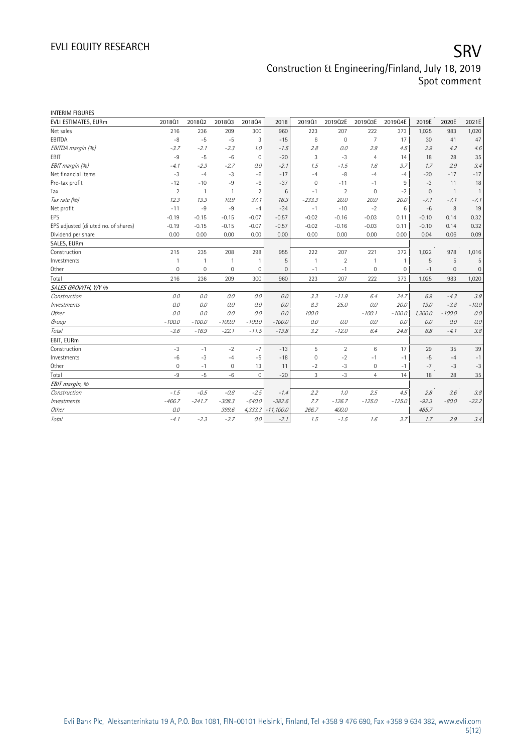INTERIM FIGURES

| EVLI ESTIMATES, EURm | 2018Q1 | 2018Q2 | 2018Q3 | 2018Q4 | 2018 | 2019Q1 | 2019Q2E | 2019Q3E | 2019Q4E | 2019E | 2020E | 2021E |
|---|---|---|---|---|---|---|---|---|---|---|---|---|
| Net sales | 216 | 236 | 209 | 300 | 960 | 223 | 207 | 222 | 373 | 1,025 | 983 | 1,020 |
| EBITDA | -8 | -5 | -5 | 3 | -15 | 6 | 0 | 7 | 17 | 30 | 41 | 47 |
| *EBITDA margin (%)* | *-3.7* | *-2.1* | *-2.3* | *1.0* | *-1.5* | *2.8* | *0.0* | *2.9* | *4.5* | *2.9* | *4.2* | *4.6* |
| EBIT | -9 | -5 | -6 | 0 | -20 | 3 | -3 | 4 | 14 | 18 | 28 | 35 |
| *EBIT margin (%)* | *-4.1* | *-2.3* | *-2.7* | *0.0* | *-2.1* | *1.5* | *-1.5* | *1.6* | *3.7* | *1.7* | *2.9* | *3.4* |
| Net financial items | -3 | -4 | -3 | -6 | -17 | -4 | -8 | -4 | -4 | -20 | -17 | -17 |
| Pre-tax profit | -12 | -10 | -9 | -6 | -37 | 0 | -11 | -1 | 9 | -3 | 11 | 18 |
| Tax | 2 | 1 | 1 | 2 | 6 | -1 | 2 | 0 | -2 | 0 | 1 | 1 |
| *Tax rate (%)* | *12.3* | *13.3* | *10.9* | *37.1* | *16.3* | *-233.3* | *20.0* | *20.0* | *20.0* | *-7.1* | *-7.1* | *-7.1* |
| Net profit | -11 | -9 | -9 | -4 | -34 | -1 | -10 | -2 | 6 | -6 | 8 | 19 |
| EPS | -0.19 | -0.15 | -0.15 | -0.07 | -0.57 | -0.02 | -0.16 | -0.03 | 0.11 | -0.10 | 0.14 | 0.32 |
| EPS adjusted (diluted no. of shares) | -0.19 | -0.15 | -0.15 | -0.07 | -0.57 | -0.02 | -0.16 | -0.03 | 0.11 | -0.10 | 0.14 | 0.32 |
| Dividend per share | 0.00 | 0.00 | 0.00 | 0.00 | 0.00 | 0.00 | 0.00 | 0.00 | 0.00 | 0.04 | 0.06 | 0.09 |
| SALES, EURm | | | | | | | | | | | | |
| Construction | 215 | 235 | 208 | 298 | 955 | 222 | 207 | 221 | 372 | 1,022 | 978 | 1,016 |
| Investments | 1 | 1 | 1 | 1 | 5 | 1 | 2 | 1 | 1 | 5 | 5 | 5 |
| Other | 0 | 0 | 0 | 0 | 0 | -1 | -1 | 0 | 0 | -1 | 0 | 0 |
| Total | 216 | 236 | 209 | 300 | 960 | 223 | 207 | 222 | 373 | 1,025 | 983 | 1,020 |
| *SALES GROWTH, Y/Y %* | | | | | | | | | | | | |
| *Construction* | *0.0* | *0.0* | *0.0* | *0.0* | *0.0* | *3.3* | *-11.9* | *6.4* | *24.7* | *6.9* | *-4.3* | *3.9* |
| *Investments* | *0.0* | *0.0* | *0.0* | *0.0* | *0.0* | *8.3* | *25.0* | *0.0* | *20.0* | *13.0* | *-3.8* | *-10.0* |
| *Other* | *0.0* | *0.0* | *0.0* | *0.0* | *0.0* | *100.0* | | *-100.1* | *-100.0* | *1,300.0* | *-100.0* | *0.0* |
| *Group* | *-100.0* | *-100.0* | *-100.0* | *-100.0* | *-100.0* | *0.0* | *0.0* | *0.0* | *0.0* | *0.0* | *0.0* | *0.0* |
| *Total* | *-3.6* | *-16.9* | *-22.1* | *-11.5* | *-13.8* | *3.2* | *-12.0* | *6.4* | *24.6* | *6.8* | *-4.1* | *3.8* |
| EBIT, EURm | | | | | | | | | | | | |
| Construction | -3 | -1 | -2 | -7 | -13 | 5 | 2 | 6 | 17 | 29 | 35 | 39 |
| Investments | -6 | -3 | -4 | -5 | -18 | 0 | -2 | -1 | -1 | -5 | -4 | -1 |
| Other | 0 | -1 | 0 | 13 | 11 | -2 | -3 | 0 | -1 | -7 | -3 | -3 |
| Total | -9 | -5 | -6 | 0 | -20 | 3 | -3 | 4 | 14 | 18 | 28 | 35 |
| *EBIT margin, %* | | | | | | | | | | | | |
| *Construction* | *-1.5* | *-0.5* | *-0.8* | *-2.5* | *-1.4* | *2.2* | *1.0* | *2.5* | *4.5* | *2.8* | *3.6* | *3.8* |
| *Investments* | *-466.7* | *-241.7* | *-308.3* | *-540.0* | *-382.6* | *7.7* | *-126.7* | *-125.0* | *-125.0* | *-92.3* | *-80.0* | *-22.2* |
| *Other* | *0.0* | | *399.6* | *4,333.3* | *-11,100.0* | *266.7* | *400.0* | | | *485.7* | | |
| *Total* | *-4.1* | *-2.3* | *-2.7* | *0.0* | *-2.1* | *1.5* | *-1.5* | *1.6* | *3.7* | *1.7* | *2.9* | *3.4* |

Evli Bank Plc, Aleksanterinkatu 19 A, P.O. Box 1081, FIN-00101 Helsinki, Finland, Tel +358 9 476 690, Fax +358 9 634 382, www.evli.com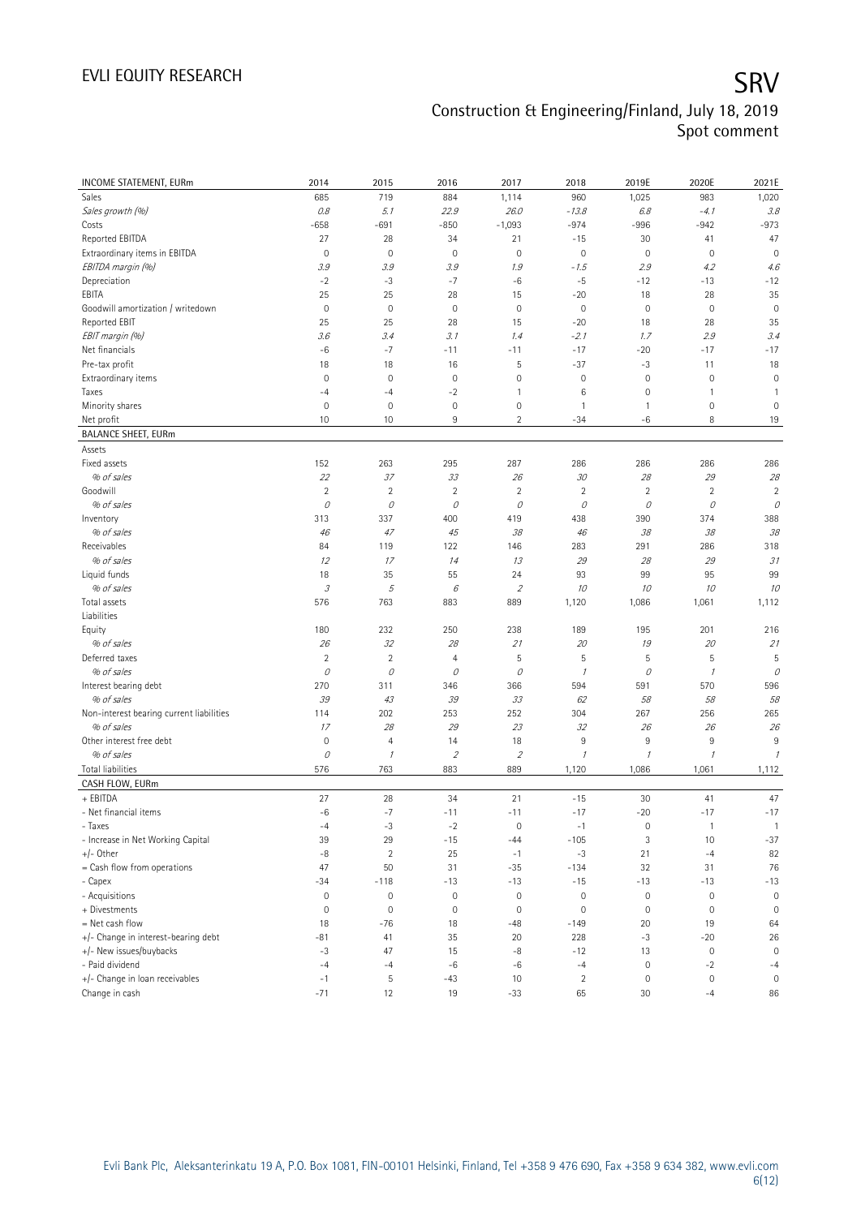| INCOME STATEMENT, EURm | 2014 | 2015 | 2016 | 2017 | 2018 | 2019E | 2020E | 2021E |
|---|---|---|---|---|---|---|---|---|
| Sales | 685 | 719 | 884 | 1,114 | 960 | 1,025 | 983 | 1,020 |
| *Sales growth (%)* | *0.8* | *5.1* | *22.9* | *26.0* | *-13.8* | *6.8* | *-4.1* | *3.8* |
| Costs | -658 | -691 | -850 | -1,093 | -974 | -996 | -942 | -973 |
| Reported EBITDA | 27 | 28 | 34 | 21 | -15 | 30 | 41 | 47 |
| Extraordinary items in EBITDA | 0 | 0 | 0 | 0 | 0 | 0 | 0 | 0 |
| *EBITDA margin (%)* | *3.9* | *3.9* | *3.9* | *1.9* | *-1.5* | *2.9* | *4.2* | *4.6* |
| Depreciation | -2 | -3 | -7 | -6 | -5 | -12 | -13 | -12 |
| EBITA | 25 | 25 | 28 | 15 | -20 | 18 | 28 | 35 |
| Goodwill amortization / writedown | 0 | 0 | 0 | 0 | 0 | 0 | 0 | 0 |
| Reported EBIT | 25 | 25 | 28 | 15 | -20 | 18 | 28 | 35 |
| *EBIT margin (%)* | *3.6* | *3.4* | *3.1* | *1.4* | *-2.1* | *1.7* | *2.9* | *3.4* |
| Net financials | -6 | -7 | -11 | -11 | -17 | -20 | -17 | -17 |
| Pre-tax profit | 18 | 18 | 16 | 5 | -37 | -3 | 11 | 18 |
| Extraordinary items | 0 | 0 | 0 | 0 | 0 | 0 | 0 | 0 |
| Taxes | -4 | -4 | -2 | 1 | 6 | 0 | 1 | 1 |
| Minority shares | 0 | 0 | 0 | 0 | 1 | 1 | 0 | 0 |
| Net profit | 10 | 10 | 9 | 2 | -34 | -6 | 8 | 19 |
| **BALANCE SHEET, EURm** | | | | | | | | |
| Assets | | | | | | | | |
| Fixed assets | 152 | 263 | 295 | 287 | 286 | 286 | 286 | 286 |
| *% of sales* | *22* | *37* | *33* | *26* | *30* | *28* | *29* | *28* |
| Goodwill | 2 | 2 | 2 | 2 | 2 | 2 | 2 | 2 |
| *% of sales* | *0* | *0* | *0* | *0* | *0* | *0* | *0* | *0* |
| Inventory | 313 | 337 | 400 | 419 | 438 | 390 | 374 | 388 |
| *% of sales* | *46* | *47* | *45* | *38* | *46* | *38* | *38* | *38* |
| Receivables | 84 | 119 | 122 | 146 | 283 | 291 | 286 | 318 |
| *% of sales* | *12* | *17* | *14* | *13* | *29* | *28* | *29* | *31* |
| Liquid funds | 18 | 35 | 55 | 24 | 93 | 99 | 95 | 99 |
| *% of sales* | *3* | *5* | *6* | *2* | *10* | *10* | *10* | *10* |
| Total assets | 576 | 763 | 883 | 889 | 1,120 | 1,086 | 1,061 | 1,112 |
| Liabilities | | | | | | | | |
| Equity | 180 | 232 | 250 | 238 | 189 | 195 | 201 | 216 |
| *% of sales* | *26* | *32* | *28* | *21* | *20* | *19* | *20* | *21* |
| Deferred taxes | 2 | 2 | 4 | 5 | 5 | 5 | 5 | 5 |
| *% of sales* | *0* | *0* | *0* | *0* | *1* | *0* | *1* | *0* |
| Interest bearing debt | 270 | 311 | 346 | 366 | 594 | 591 | 570 | 596 |
| *% of sales* | *39* | *43* | *39* | *33* | *62* | *58* | *58* | *58* |
| Non-interest bearing current liabilities | 114 | 202 | 253 | 252 | 304 | 267 | 256 | 265 |
| *% of sales* | *17* | *28* | *29* | *23* | *32* | *26* | *26* | *26* |
| Other interest free debt | 0 | 4 | 14 | 18 | 9 | 9 | 9 | 9 |
| *% of sales* | *0* | *1* | *2* | *2* | *1* | *1* | *1* | *1* |
| Total liabilities | 576 | 763 | 883 | 889 | 1,120 | 1,086 | 1,061 | 1,112 |
| **CASH FLOW, EURm** | | | | | | | | |
| + EBITDA | 27 | 28 | 34 | 21 | -15 | 30 | 41 | 47 |
| - Net financial items | -6 | -7 | -11 | -11 | -17 | -20 | -17 | -17 |
| - Taxes | -4 | -3 | -2 | 0 | -1 | 0 | 1 | 1 |
| - Increase in Net Working Capital | 39 | 29 | -15 | -44 | -105 | 3 | 10 | -37 |
| +/- Other | -8 | 2 | 25 | -1 | -3 | 21 | -4 | 82 |
| = Cash flow from operations | 47 | 50 | 31 | -35 | -134 | 32 | 31 | 76 |
| - Capex | -34 | -118 | -13 | -13 | -15 | -13 | -13 | -13 |
| - Acquisitions | 0 | 0 | 0 | 0 | 0 | 0 | 0 | 0 |
| + Divestments | 0 | 0 | 0 | 0 | 0 | 0 | 0 | 0 |
| = Net cash flow | 18 | -76 | 18 | -48 | -149 | 20 | 19 | 64 |
| +/- Change in interest-bearing debt | -81 | 41 | 35 | 20 | 228 | -3 | -20 | 26 |
| +/- New issues/buybacks | -3 | 47 | 15 | -8 | -12 | 13 | 0 | 0 |
| - Paid dividend | -4 | -4 | -6 | -6 | -4 | 0 | -2 | -4 |
| +/- Change in loan receivables | -1 | 5 | -43 | 10 | 2 | 0 | 0 | 0 |
| Change in cash | -71 | 12 | 19 | -33 | 65 | 30 | -4 | 86 |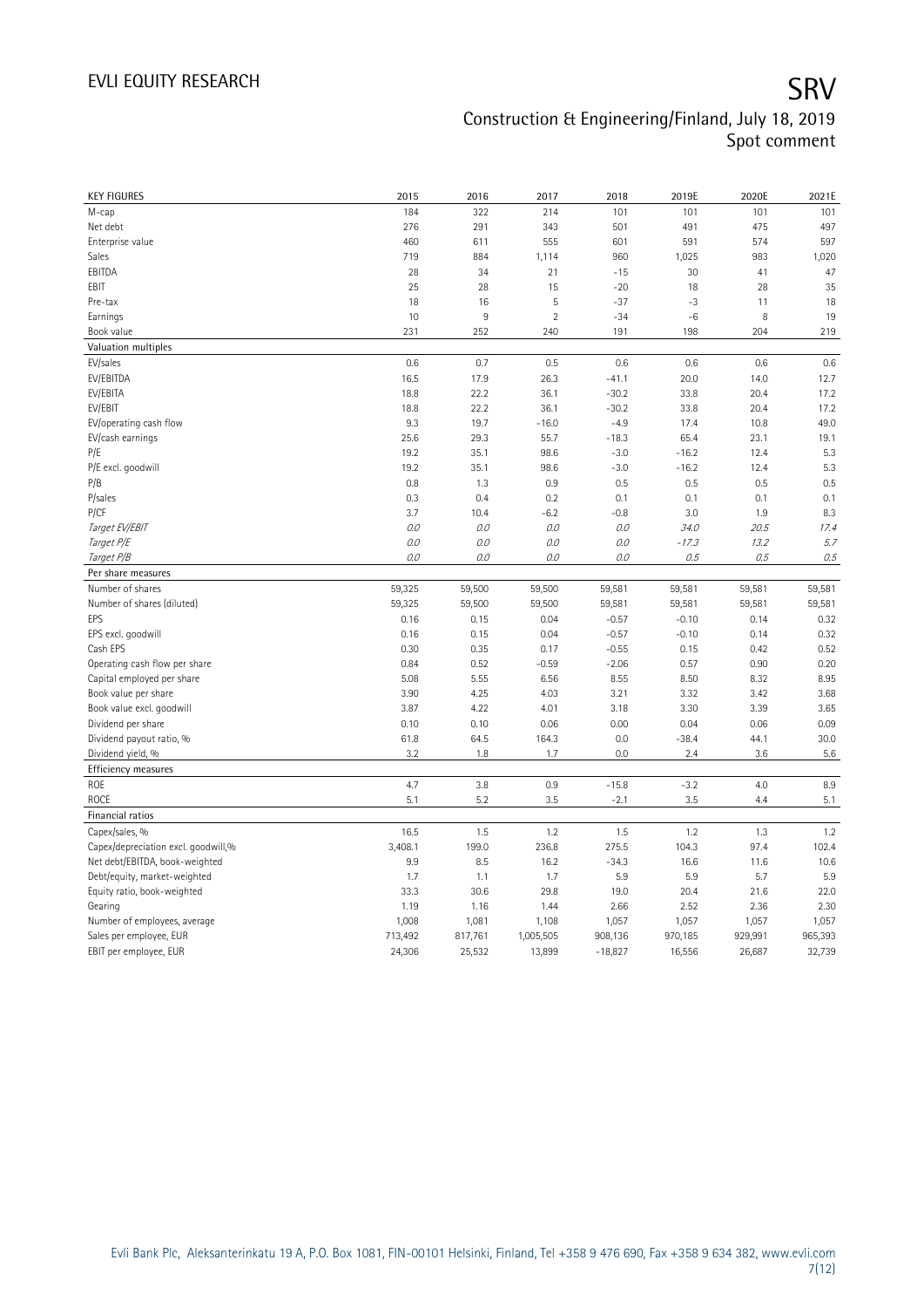# SRV

Construction & Engineering/Finland, July 18, 2019
Spot comment

| KEY FIGURES | 2015 | 2016 | 2017 | 2018 | 2019E | 2020E | 2021E |
|---|---|---|---|---|---|---|---|
| M-cap | 184 | 322 | 214 | 101 | 101 | 101 | 101 |
| Net debt | 276 | 291 | 343 | 501 | 491 | 475 | 497 |
| Enterprise value | 460 | 611 | 555 | 601 | 591 | 574 | 597 |
| Sales | 719 | 884 | 1,114 | 960 | 1,025 | 983 | 1,020 |
| EBITDA | 28 | 34 | 21 | -15 | 30 | 41 | 47 |
| EBIT | 25 | 28 | 15 | -20 | 18 | 28 | 35 |
| Pre-tax | 18 | 16 | 5 | -37 | -3 | 11 | 18 |
| Earnings | 10 | 9 | 2 | -34 | -6 | 8 | 19 |
| Book value | 231 | 252 | 240 | 191 | 198 | 204 | 219 |
| **Valuation multiples** | | | | | | | |
| EV/sales | 0.6 | 0.7 | 0.5 | 0.6 | 0.6 | 0.6 | 0.6 |
| EV/EBITDA | 16.5 | 17.9 | 26.3 | -41.1 | 20.0 | 14.0 | 12.7 |
| EV/EBITA | 18.8 | 22.2 | 36.1 | -30.2 | 33.8 | 20.4 | 17.2 |
| EV/EBIT | 18.8 | 22.2 | 36.1 | -30.2 | 33.8 | 20.4 | 17.2 |
| EV/operating cash flow | 9.3 | 19.7 | -16.0 | -4.9 | 17.4 | 10.8 | 49.0 |
| EV/cash earnings | 25.6 | 29.3 | 55.7 | -18.3 | 65.4 | 23.1 | 19.1 |
| P/E | 19.2 | 35.1 | 98.6 | -3.0 | -16.2 | 12.4 | 5.3 |
| P/E excl. goodwill | 19.2 | 35.1 | 98.6 | -3.0 | -16.2 | 12.4 | 5.3 |
| P/B | 0.8 | 1.3 | 0.9 | 0.5 | 0.5 | 0.5 | 0.5 |
| P/sales | 0.3 | 0.4 | 0.2 | 0.1 | 0.1 | 0.1 | 0.1 |
| P/CF | 3.7 | 10.4 | -6.2 | -0.8 | 3.0 | 1.9 | 8.3 |
| *Target EV/EBIT* | *0.0* | *0.0* | *0.0* | *0.0* | *34.0* | *20.5* | *17.4* |
| *Target P/E* | *0.0* | *0.0* | *0.0* | *0.0* | *-17.3* | *13.2* | *5.7* |
| *Target P/B* | *0.0* | *0.0* | *0.0* | *0.0* | *0.5* | *0.5* | *0.5* |
| **Per share measures** | | | | | | | |
| Number of shares | 59,325 | 59,500 | 59,500 | 59,581 | 59,581 | 59,581 | 59,581 |
| Number of shares (diluted) | 59,325 | 59,500 | 59,500 | 59,581 | 59,581 | 59,581 | 59,581 |
| EPS | 0.16 | 0.15 | 0.04 | -0.57 | -0.10 | 0.14 | 0.32 |
| EPS excl. goodwill | 0.16 | 0.15 | 0.04 | -0.57 | -0.10 | 0.14 | 0.32 |
| Cash EPS | 0.30 | 0.35 | 0.17 | -0.55 | 0.15 | 0.42 | 0.52 |
| Operating cash flow per share | 0.84 | 0.52 | -0.59 | -2.06 | 0.57 | 0.90 | 0.20 |
| Capital employed per share | 5.08 | 5.55 | 6.56 | 8.55 | 8.50 | 8.32 | 8.95 |
| Book value per share | 3.90 | 4.25 | 4.03 | 3.21 | 3.32 | 3.42 | 3.68 |
| Book value excl. goodwill | 3.87 | 4.22 | 4.01 | 3.18 | 3.30 | 3.39 | 3.65 |
| Dividend per share | 0.10 | 0.10 | 0.06 | 0.00 | 0.04 | 0.06 | 0.09 |
| Dividend payout ratio, % | 61.8 | 64.5 | 164.3 | 0.0 | -38.4 | 44.1 | 30.0 |
| Dividend yield, % | 3.2 | 1.8 | 1.7 | 0.0 | 2.4 | 3.6 | 5.6 |
| **Efficiency measures** | | | | | | | |
| ROE | 4.7 | 3.8 | 0.9 | -15.8 | -3.2 | 4.0 | 8.9 |
| ROCE | 5.1 | 5.2 | 3.5 | -2.1 | 3.5 | 4.4 | 5.1 |
| **Financial ratios** | | | | | | | |
| Capex/sales, % | 16.5 | 1.5 | 1.2 | 1.5 | 1.2 | 1.3 | 1.2 |
| Capex/depreciation excl. goodwill,% | 3,408.1 | 199.0 | 236.8 | 275.5 | 104.3 | 97.4 | 102.4 |
| Net debt/EBITDA, book-weighted | 9.9 | 8.5 | 16.2 | -34.3 | 16.6 | 11.6 | 10.6 |
| Debt/equity, market-weighted | 1.7 | 1.1 | 1.7 | 5.9 | 5.9 | 5.7 | 5.9 |
| Equity ratio, book-weighted | 33.3 | 30.6 | 29.8 | 19.0 | 20.4 | 21.6 | 22.0 |
| Gearing | 1.19 | 1.16 | 1.44 | 2.66 | 2.52 | 2.36 | 2.30 |
| Number of employees, average | 1,008 | 1,081 | 1,108 | 1,057 | 1,057 | 1,057 | 1,057 |
| Sales per employee, EUR | 713,492 | 817,761 | 1,005,505 | 908,136 | 970,185 | 929,991 | 965,393 |
| EBIT per employee, EUR | 24,306 | 25,532 | 13,899 | -18,827 | 16,556 | 26,687 | 32,739 |

Evli Bank Plc, Aleksanterinkatu 19 A, P.O. Box 1081, FIN-00101 Helsinki, Finland, Tel +358 9 476 690, Fax +358 9 634 382, www.evli.com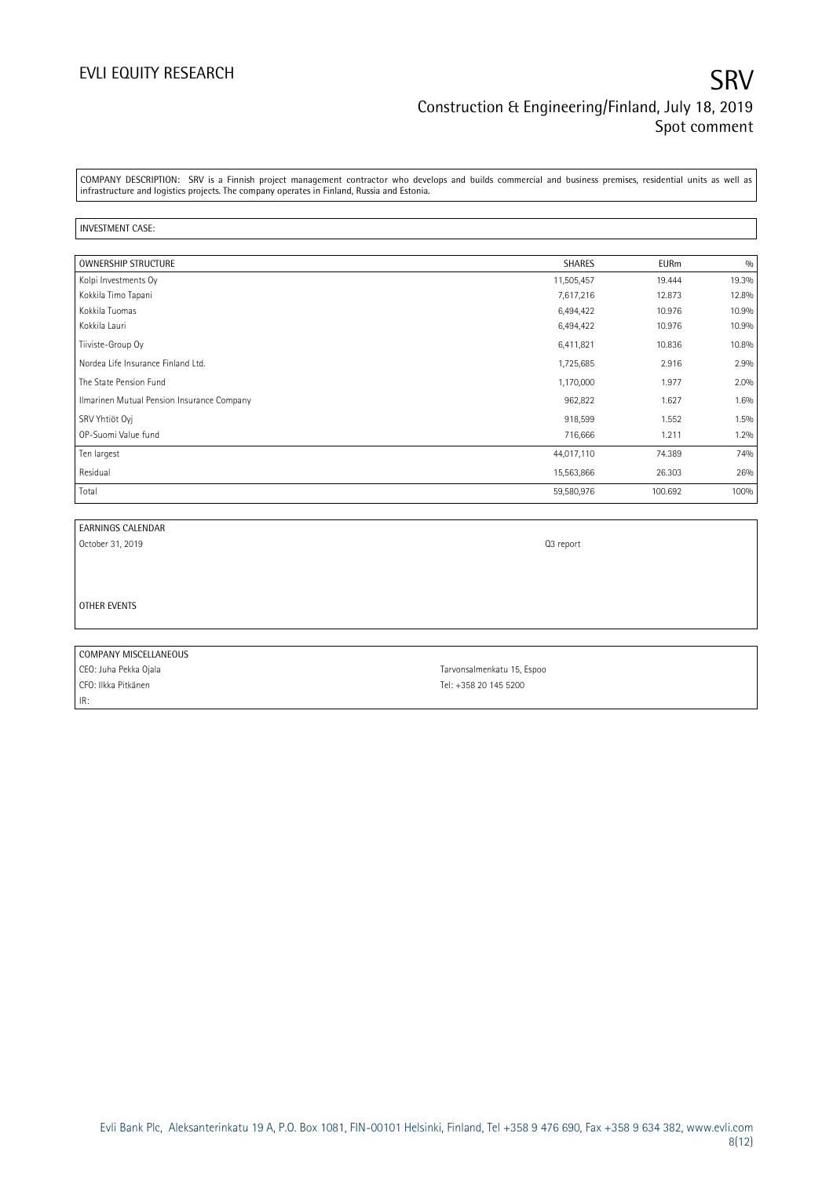COMPANY DESCRIPTION: SRV is a Finnish project management contractor who develops and builds commercial and business premises, residential units as well as infrastructure and logistics projects. The company operates in Finland, Russia and Estonia.

INVESTMENT CASE:

| OWNERSHIP STRUCTURE | SHARES | EURm | % |
|---|---|---|---|
| Kolpi Investments Oy | 11,505,457 | 19.444 | 19.3% |
| Kokkila Timo Tapani | 7,617,216 | 12.873 | 12.8% |
| Kokkila Tuomas | 6,494,422 | 10.976 | 10.9% |
| Kokkila Lauri | 6,494,422 | 10.976 | 10.9% |
| Tiiviste-Group Oy | 6,411,821 | 10.836 | 10.8% |
| Nordea Life Insurance Finland Ltd. | 1,725,685 | 2.916 | 2.9% |
| The State Pension Fund | 1,170,000 | 1.977 | 2.0% |
| Ilmarinen Mutual Pension Insurance Company | 962,822 | 1.627 | 1.6% |
| SRV Yhtiöt Oyj | 918,599 | 1.552 | 1.5% |
| OP-Suomi Value fund | 716,666 | 1.211 | 1.2% |
| Ten largest | 44,017,110 | 74.389 | 74% |
| Residual | 15,563,866 | 26.303 | 26% |
| Total | 59,580,976 | 100.692 | 100% |

| EARNINGS CALENDAR | |
|---|---|
| October 31, 2019 | Q3 report |

OTHER EVENTS

| COMPANY MISCELLANEOUS | |
|---|---|
| CEO: Juha Pekka Ojala | Tarvonsalmenkatu 15, Espoo |
| CFO: Ilkka Pitkänen | Tel: +358 20 145 5200 |
| IR: | |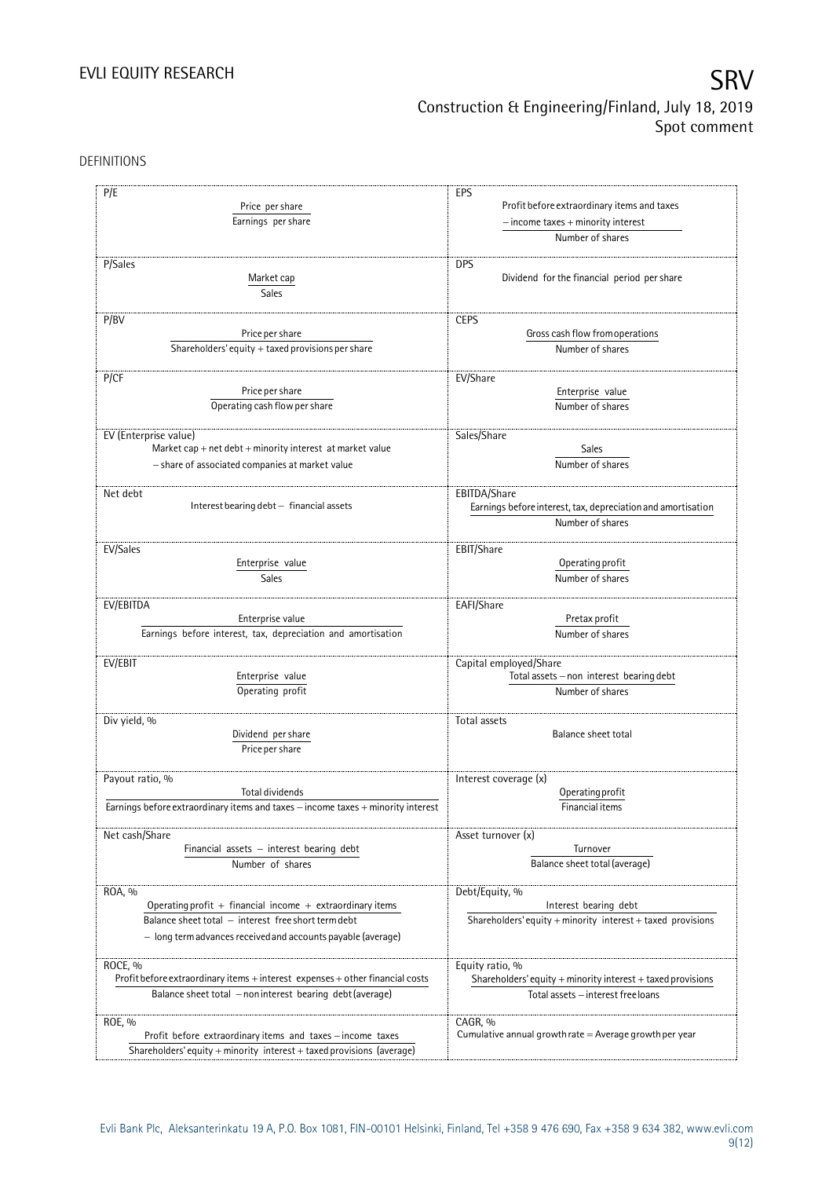DEFINITIONS

| Ratio | Definition |
| --- | --- |
| P/E | $\frac{\text{Price per share}}{\text{Earnings per share}}$ |
| P/Sales | $\frac{\text{Market cap}}{\text{Sales}}$ |
| P/BV | $\frac{\text{Price per share}}{\text{Shareholders' equity + taxed provisions per share}}$ |
| P/CF | $\frac{\text{Price per share}}{\text{Operating cash flow per share}}$ |
| EV (Enterprise value) | Market cap + net debt + minority interest at market value − share of associated companies at market value |
| Net debt | Interest bearing debt − financial assets |
| EV/Sales | $\frac{\text{Enterprise value}}{\text{Sales}}$ |
| EV/EBITDA | $\frac{\text{Enterprise value}}{\text{Earnings before interest, tax, depreciation and amortisation}}$ |
| EV/EBIT | $\frac{\text{Enterprise value}}{\text{Operating profit}}$ |
| Div yield, % | $\frac{\text{Dividend per share}}{\text{Price per share}}$ |
| Payout ratio, % | $\frac{\text{Total dividends}}{\text{Earnings before extraordinary items and taxes − income taxes + minority interest}}$ |
| Net cash/Share | $\frac{\text{Financial assets − interest bearing debt}}{\text{Number of shares}}$ |
| ROA, % | $\frac{\text{Operating profit + financial income + extraordinary items}}{\text{Balance sheet total − interest free short term debt − long term advances received and accounts payable (average)}}$ |
| ROCE, % | $\frac{\text{Profit before extraordinary items + interest expenses + other financial costs}}{\text{Balance sheet total − non interest bearing debt (average)}}$ |
| ROE, % | $\frac{\text{Profit before extraordinary items and taxes − income taxes}}{\text{Shareholders' equity + minority interest + taxed provisions (average)}}$ |
| EPS | $\frac{\text{Profit before extraordinary items and taxes − income taxes + minority interest}}{\text{Number of shares}}$ |
| DPS | Dividend for the financial period per share |
| CEPS | $\frac{\text{Gross cash flow from operations}}{\text{Number of shares}}$ |
| EV/Share | $\frac{\text{Enterprise value}}{\text{Number of shares}}$ |
| Sales/Share | $\frac{\text{Sales}}{\text{Number of shares}}$ |
| EBITDA/Share | $\frac{\text{Earnings before interest, tax, depreciation and amortisation}}{\text{Number of shares}}$ |
| EBIT/Share | $\frac{\text{Operating profit}}{\text{Number of shares}}$ |
| EAFI/Share | $\frac{\text{Pretax profit}}{\text{Number of shares}}$ |
| Capital employed/Share | $\frac{\text{Total assets − non interest bearing debt}}{\text{Number of shares}}$ |
| Total assets | Balance sheet total |
| Interest coverage (x) | $\frac{\text{Operating profit}}{\text{Financial items}}$ |
| Asset turnover (x) | $\frac{\text{Turnover}}{\text{Balance sheet total (average)}}$ |
| Debt/Equity, % | $\frac{\text{Interest bearing debt}}{\text{Shareholders' equity + minority interest + taxed provisions}}$ |
| Equity ratio, % | $\frac{\text{Shareholders' equity + minority interest + taxed provisions}}{\text{Total assets − interest free loans}}$ |
| CAGR, % | Cumulative annual growth rate = Average growth per year |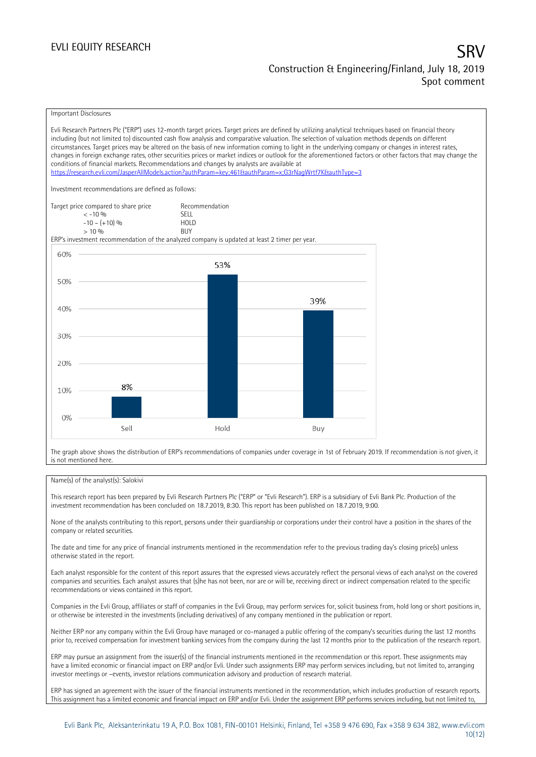Important Disclosures

Evli Research Partners Plc ("ERP") uses 12-month target prices. Target prices are defined by utilizing analytical techniques based on financial theory including (but not limited to) discounted cash flow analysis and comparative valuation. The selection of valuation methods depends on different circumstances. Target prices may be altered on the basis of new information coming to light in the underlying company or changes in interest rates, changes in foreign exchange rates, other securities prices or market indices or outlook for the aforementioned factors or other factors that may change the conditions of financial markets. Recommendations and changes by analysts are available at https://research.evli.com/JasperAllModels.action?authParam=key;461&authParam=x;G3rNagWrtf7K&authType=3

Investment recommendations are defined as follows:

| Target price compared to share price | Recommendation |
|---|---|
| < -10 % | SELL |
| -10 – (+10) % | HOLD |
| > 10 % | BUY |

ERP's investment recommendation of the analyzed company is updated at least 2 timer per year.

| Recommendation | Share |
|---|---|
| Sell | 8% |
| Hold | 53% |
| Buy | 39% |

The graph above shows the distribution of ERP's recommendations of companies under coverage in 1st of February 2019. If recommendation is not given, it is not mentioned here.

Name(s) of the analyst(s): Salokivi

This research report has been prepared by Evli Research Partners Plc ("ERP" or "Evli Research"). ERP is a subsidiary of Evli Bank Plc. Production of the investment recommendation has been concluded on 18.7.2019, 8:30. This report has been published on 18.7.2019, 9:00.

None of the analysts contributing to this report, persons under their guardianship or corporations under their control have a position in the shares of the company or related securities.

The date and time for any price of financial instruments mentioned in the recommendation refer to the previous trading day's closing price(s) unless otherwise stated in the report.

Each analyst responsible for the content of this report assures that the expressed views accurately reflect the personal views of each analyst on the covered companies and securities. Each analyst assures that (s)he has not been, nor are or will be, receiving direct or indirect compensation related to the specific recommendations or views contained in this report.

Companies in the Evli Group, affiliates or staff of companies in the Evli Group, may perform services for, solicit business from, hold long or short positions in, or otherwise be interested in the investments (including derivatives) of any company mentioned in the publication or report.

Neither ERP nor any company within the Evli Group have managed or co-managed a public offering of the company's securities during the last 12 months prior to, received compensation for investment banking services from the company during the last 12 months prior to the publication of the research report.

ERP may pursue an assignment from the issuer(s) of the financial instruments mentioned in the recommendation or this report. These assignments may have a limited economic or financial impact on ERP and/or Evli. Under such assignments ERP may perform services including, but not limited to, arranging investor meetings or –events, investor relations communication advisory and production of research material.

ERP has signed an agreement with the issuer of the financial instruments mentioned in the recommendation, which includes production of research reports. This assignment has a limited economic and financial impact on ERP and/or Evli. Under the assignment ERP performs services including, but not limited to,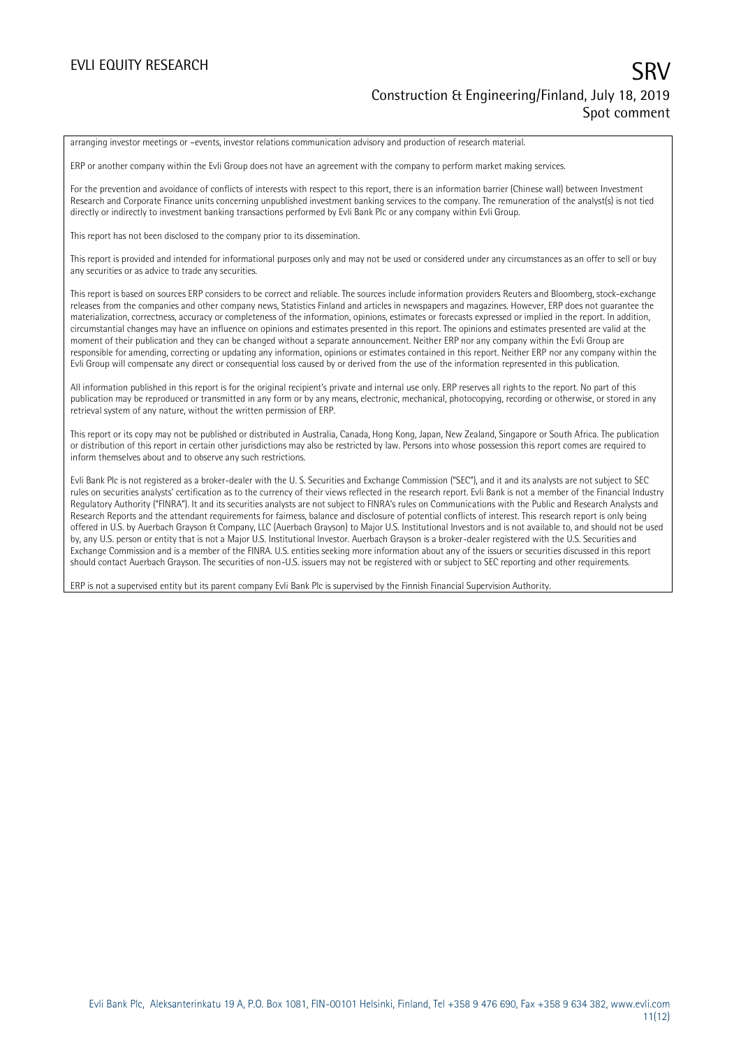arranging investor meetings or –events, investor relations communication advisory and production of research material.

ERP or another company within the Evli Group does not have an agreement with the company to perform market making services.

For the prevention and avoidance of conflicts of interests with respect to this report, there is an information barrier (Chinese wall) between Investment Research and Corporate Finance units concerning unpublished investment banking services to the company. The remuneration of the analyst(s) is not tied directly or indirectly to investment banking transactions performed by Evli Bank Plc or any company within Evli Group.

This report has not been disclosed to the company prior to its dissemination.

This report is provided and intended for informational purposes only and may not be used or considered under any circumstances as an offer to sell or buy any securities or as advice to trade any securities.

This report is based on sources ERP considers to be correct and reliable. The sources include information providers Reuters and Bloomberg, stock-exchange releases from the companies and other company news, Statistics Finland and articles in newspapers and magazines. However, ERP does not guarantee the materialization, correctness, accuracy or completeness of the information, opinions, estimates or forecasts expressed or implied in the report. In addition, circumstantial changes may have an influence on opinions and estimates presented in this report. The opinions and estimates presented are valid at the moment of their publication and they can be changed without a separate announcement. Neither ERP nor any company within the Evli Group are responsible for amending, correcting or updating any information, opinions or estimates contained in this report. Neither ERP nor any company within the Evli Group will compensate any direct or consequential loss caused by or derived from the use of the information represented in this publication.

All information published in this report is for the original recipient's private and internal use only. ERP reserves all rights to the report. No part of this publication may be reproduced or transmitted in any form or by any means, electronic, mechanical, photocopying, recording or otherwise, or stored in any retrieval system of any nature, without the written permission of ERP.

This report or its copy may not be published or distributed in Australia, Canada, Hong Kong, Japan, New Zealand, Singapore or South Africa. The publication or distribution of this report in certain other jurisdictions may also be restricted by law. Persons into whose possession this report comes are required to inform themselves about and to observe any such restrictions.

Evli Bank Plc is not registered as a broker-dealer with the U. S. Securities and Exchange Commission ("SEC"), and it and its analysts are not subject to SEC rules on securities analysts' certification as to the currency of their views reflected in the research report. Evli Bank is not a member of the Financial Industry Regulatory Authority ("FINRA"). It and its securities analysts are not subject to FINRA's rules on Communications with the Public and Research Analysts and Research Reports and the attendant requirements for fairness, balance and disclosure of potential conflicts of interest. This research report is only being offered in U.S. by Auerbach Grayson & Company, LLC (Auerbach Grayson) to Major U.S. Institutional Investors and is not available to, and should not be used by, any U.S. person or entity that is not a Major U.S. Institutional Investor. Auerbach Grayson is a broker-dealer registered with the U.S. Securities and Exchange Commission and is a member of the FINRA. U.S. entities seeking more information about any of the issuers or securities discussed in this report should contact Auerbach Grayson. The securities of non-U.S. issuers may not be registered with or subject to SEC reporting and other requirements.

ERP is not a supervised entity but its parent company Evli Bank Plc is supervised by the Finnish Financial Supervision Authority.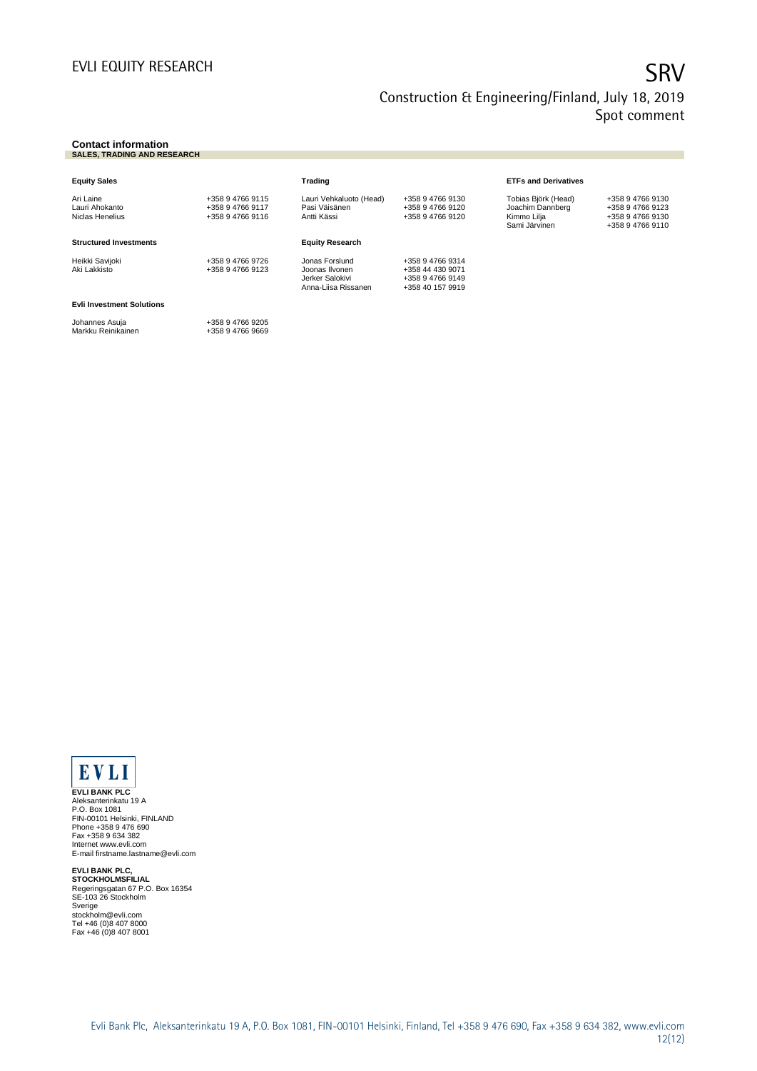## Contact information

**SALES, TRADING AND RESEARCH**

**Equity Sales**

| | |
|---|---|
| Ari Laine | +358 9 4766 9115 |
| Lauri Ahokanto | +358 9 4766 9117 |
| Niclas Henelius | +358 9 4766 9116 |

**Trading**

| | |
|---|---|
| Lauri Vehkaluoto (Head) | +358 9 4766 9130 |
| Pasi Väisänen | +358 9 4766 9120 |
| Antti Kässi | +358 9 4766 9120 |

**ETFs and Derivatives**

| | |
|---|---|
| Tobias Björk (Head) | +358 9 4766 9130 |
| Joachim Dannberg | +358 9 4766 9123 |
| Kimmo Lilja | +358 9 4766 9130 |
| Sami Järvinen | +358 9 4766 9110 |

**Structured Investments**

| | |
|---|---|
| Heikki Savijoki | +358 9 4766 9726 |
| Aki Lakkisto | +358 9 4766 9123 |

**Equity Research**

| | |
|---|---|
| Jonas Forslund | +358 9 4766 9314 |
| Joonas Ilvonen | +358 44 430 9071 |
| Jerker Salokivi | +358 9 4766 9149 |
| Anna-Liisa Rissanen | +358 40 157 9919 |

**Evli Investment Solutions**

| | |
|---|---|
| Johannes Asuja | +358 9 4766 9205 |
| Markku Reinikainen | +358 9 4766 9669 |

**EVLI BANK PLC**
Aleksanterinkatu 19 A
P.O. Box 1081
FIN-00101 Helsinki, FINLAND
Phone +358 9 476 690
Fax +358 9 634 382
Internet www.evli.com
E-mail firstname.lastname@evli.com

**EVLI BANK PLC, STOCKHOLMSFILIAL**
Regeringsgatan 67 P.O. Box 16354
SE-103 26 Stockholm
Sverige
stockholm@evli.com
Tel +46 (0)8 407 8000
Fax +46 (0)8 407 8001